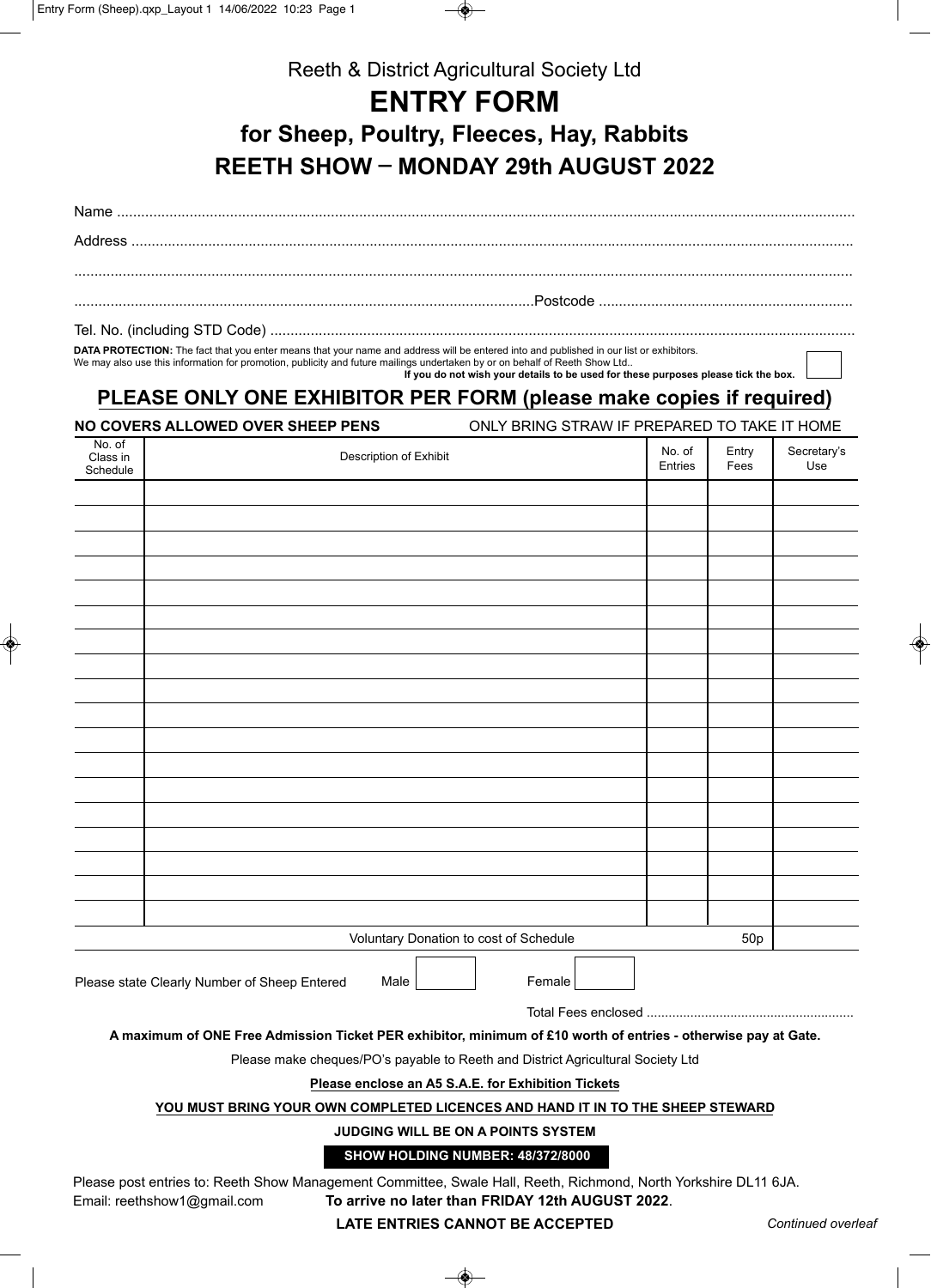Reeth & District Agricultural Society Ltd

# ENTRY FORM

## for Sheep, Poultry, Fleeces, Hay, Rabbits

## REETH SHOW – MONDAY 29th AUGUST 2022

Name ....................................................................................................................................................................

Address ................................................................................................................................................................

...............................................................................................................................................................................

.................................................................................................................Postcode ..............................................................

Tel. No. (including STD Code) ..............................................................................................................................

**DATA PROTECTION:** The fact that you enter means that your name and address will be entered into and published in our list or exhibitors.
We may also use this information for promotion, publicity and future mailings undertaken by or on behalf of Reeth Show Ltd..
**If you do not wish your details to be used for these purposes please tick the box.** ☐

## PLEASE ONLY ONE EXHIBITOR PER FORM (please make copies if required)

**NO COVERS ALLOWED OVER SHEEP PENS** ONLY BRING STRAW IF PREPARED TO TAKE IT HOME

| No. of Class in Schedule | Description of Exhibit | No. of Entries | Entry Fees | Secretary's Use |
|---|---|---|---|---|
| | | | | |
| | | | | |
| | | | | |
| | | | | |
| | | | | |
| | | | | |
| | | | | |
| | | | | |
| | | | | |
| | | | | |
| | | | | |
| | | | | |
| | | | | |
| | | | | |
| | | | | |
| | | | | |
| | | | | |
| | | | | |
| | Voluntary Donation to cost of Schedule | | 50p | |

Please state Clearly Number of Sheep Entered Male ☐ Female ☐

Total Fees enclosed ........................................................

**A maximum of ONE Free Admission Ticket PER exhibitor, minimum of £10 worth of entries - otherwise pay at Gate.**

Please make cheques/PO's payable to Reeth and District Agricultural Society Ltd

**Please enclose an A5 S.A.E. for Exhibition Tickets**

**YOU MUST BRING YOUR OWN COMPLETED LICENCES AND HAND IT IN TO THE SHEEP STEWARD**

**JUDGING WILL BE ON A POINTS SYSTEM**

**SHOW HOLDING NUMBER: 48/372/8000**

Please post entries to: Reeth Show Management Committee, Swale Hall, Reeth, Richmond, North Yorkshire DL11 6JA.
Email: reethshow1@gmail.com **To arrive no later than FRIDAY 12th AUGUST 2022**.

**LATE ENTRIES CANNOT BE ACCEPTED**

*Continued overleaf*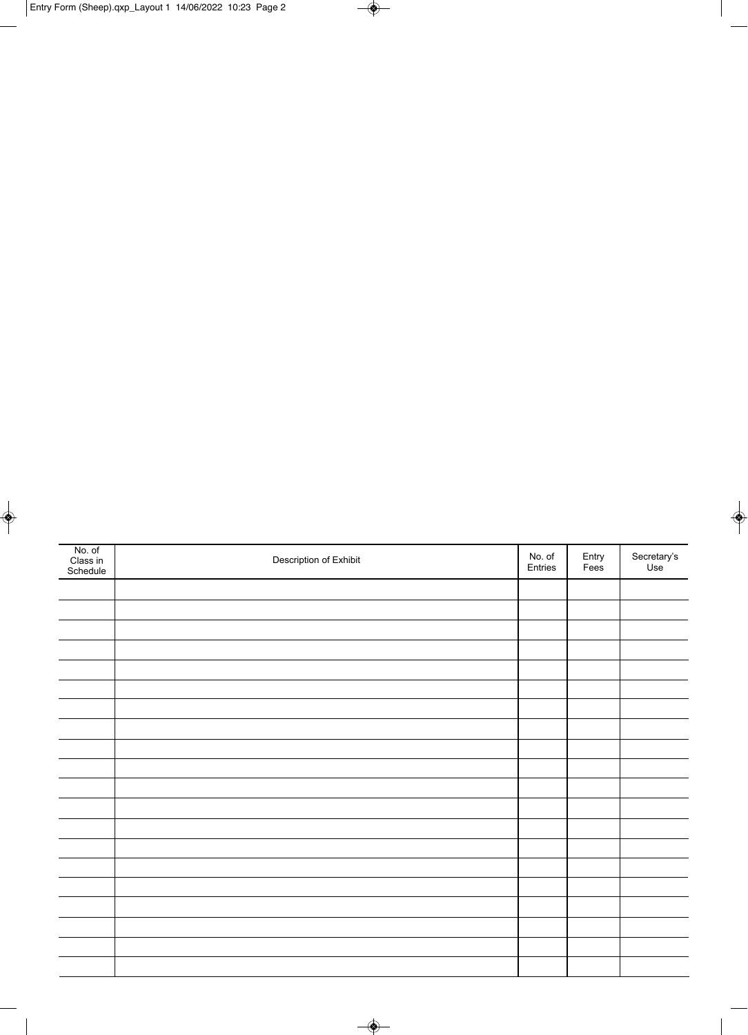| No. of Class in Schedule | Description of Exhibit | No. of Entries | Entry Fees | Secretary's Use |
| --- | --- | --- | --- | --- |
| | | | | |
| | | | | |
| | | | | |
| | | | | |
| | | | | |
| | | | | |
| | | | | |
| | | | | |
| | | | | |
| | | | | |
| | | | | |
| | | | | |
| | | | | |
| | | | | |
| | | | | |
| | | | | |
| | | | | |
| | | | | |
| | | | | |
| | | | | |